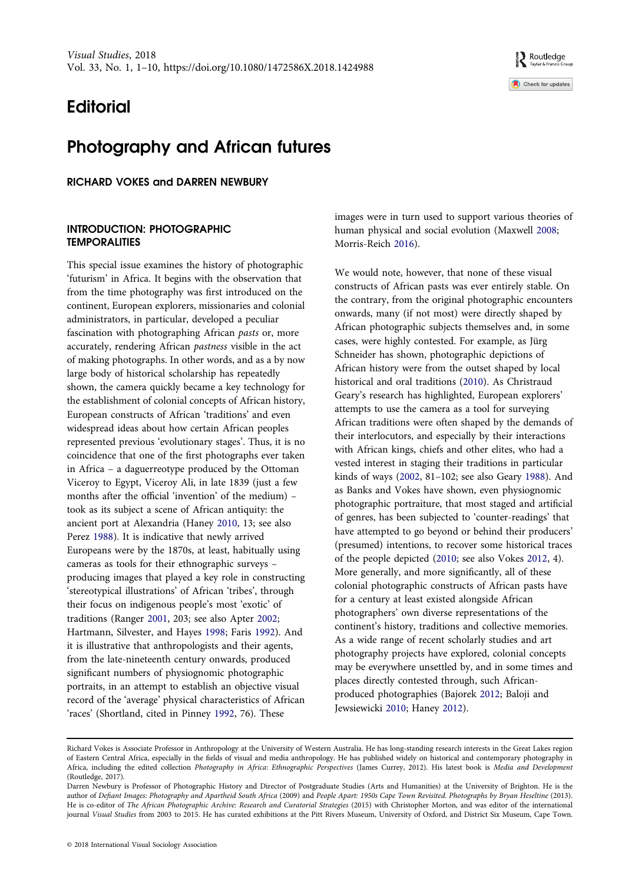# Editorial

## Photography and African futures

**RICHARD VOKES and DARREN NEWBURY**

### INTRODUCTION: PHOTOGRAPHIC TEMPORALITIES

This special issue examines the history of photographic 'futurism' in Africa. It begins with the observation that from the time photography was first introduced on the continent, European explorers, missionaries and colonial administrators, in particular, developed a peculiar fascination with photographing African *pasts* or, more accurately, rendering African *pastness* visible in the act of making photographs. In other words, and as a by now large body of historical scholarship has repeatedly shown, the camera quickly became a key technology for the establishment of colonial concepts of African history, European constructs of African 'traditions' and even widespread ideas about how certain African peoples represented previous 'evolutionary stages'. Thus, it is no coincidence that one of the first photographs ever taken in Africa – a daguerreotype produced by the Ottoman Viceroy to Egypt, Viceroy Ali, in late 1839 (just a few months after the official 'invention' of the medium) – took as its subject a scene of African antiquity: the ancient port at Alexandria (Haney 2010, 13; see also Perez 1988). It is indicative that newly arrived Europeans were by the 1870s, at least, habitually using cameras as tools for their ethnographic surveys – producing images that played a key role in constructing 'stereotypical illustrations' of African 'tribes', through their focus on indigenous people's most 'exotic' of traditions (Ranger 2001, 203; see also Apter 2002; Hartmann, Silvester, and Hayes 1998; Faris 1992). And it is illustrative that anthropologists and their agents, from the late-nineteenth century onwards, produced significant numbers of physiognomic photographic portraits, in an attempt to establish an objective visual record of the 'average' physical characteristics of African 'races' (Shortland, cited in Pinney 1992, 76). These images were in turn used to support various theories of human physical and social evolution (Maxwell 2008; Morris-Reich 2016).

We would note, however, that none of these visual constructs of African pasts was ever entirely stable. On the contrary, from the original photographic encounters onwards, many (if not most) were directly shaped by African photographic subjects themselves and, in some cases, were highly contested. For example, as Jürg Schneider has shown, photographic depictions of African history were from the outset shaped by local historical and oral traditions (2010). As Christraud Geary's research has highlighted, European explorers' attempts to use the camera as a tool for surveying African traditions were often shaped by the demands of their interlocutors, and especially by their interactions with African kings, chiefs and other elites, who had a vested interest in staging their traditions in particular kinds of ways (2002, 81–102; see also Geary 1988). And as Banks and Vokes have shown, even physiognomic photographic portraiture, that most staged and artificial of genres, has been subjected to 'counter-readings' that have attempted to go beyond or behind their producers' (presumed) intentions, to recover some historical traces of the people depicted (2010; see also Vokes 2012, 4). More generally, and more significantly, all of these colonial photographic constructs of African pasts have for a century at least existed alongside African photographers' own diverse representations of the continent's history, traditions and collective memories. As a wide range of recent scholarly studies and art photography projects have explored, colonial concepts may be everywhere unsettled by, and in some times and places directly contested through, such African-produced photographies (Bajorek 2012; Baloji and Jewsiewicki 2010; Haney 2012).

---

Richard Vokes is Associate Professor in Anthropology at the University of Western Australia. He has long-standing research interests in the Great Lakes region of Eastern Central Africa, especially in the fields of visual and media anthropology. He has published widely on historical and contemporary photography in Africa, including the edited collection *Photography in Africa: Ethnographic Perspectives* (James Currey, 2012). His latest book is *Media and Development* (Routledge, 2017).

Darren Newbury is Professor of Photographic History and Director of Postgraduate Studies (Arts and Humanities) at the University of Brighton. He is the author of *Defiant Images: Photography and Apartheid South Africa* (2009) and *People Apart: 1950s Cape Town Revisited. Photographs by Bryan Heseltine* (2013). He is co-editor of *The African Photographic Archive: Research and Curatorial Strategies* (2015) with Christopher Morton, and was editor of the international journal *Visual Studies* from 2003 to 2015. He has curated exhibitions at the Pitt Rivers Museum, University of Oxford, and District Six Museum, Cape Town.

© 2018 International Visual Sociology Association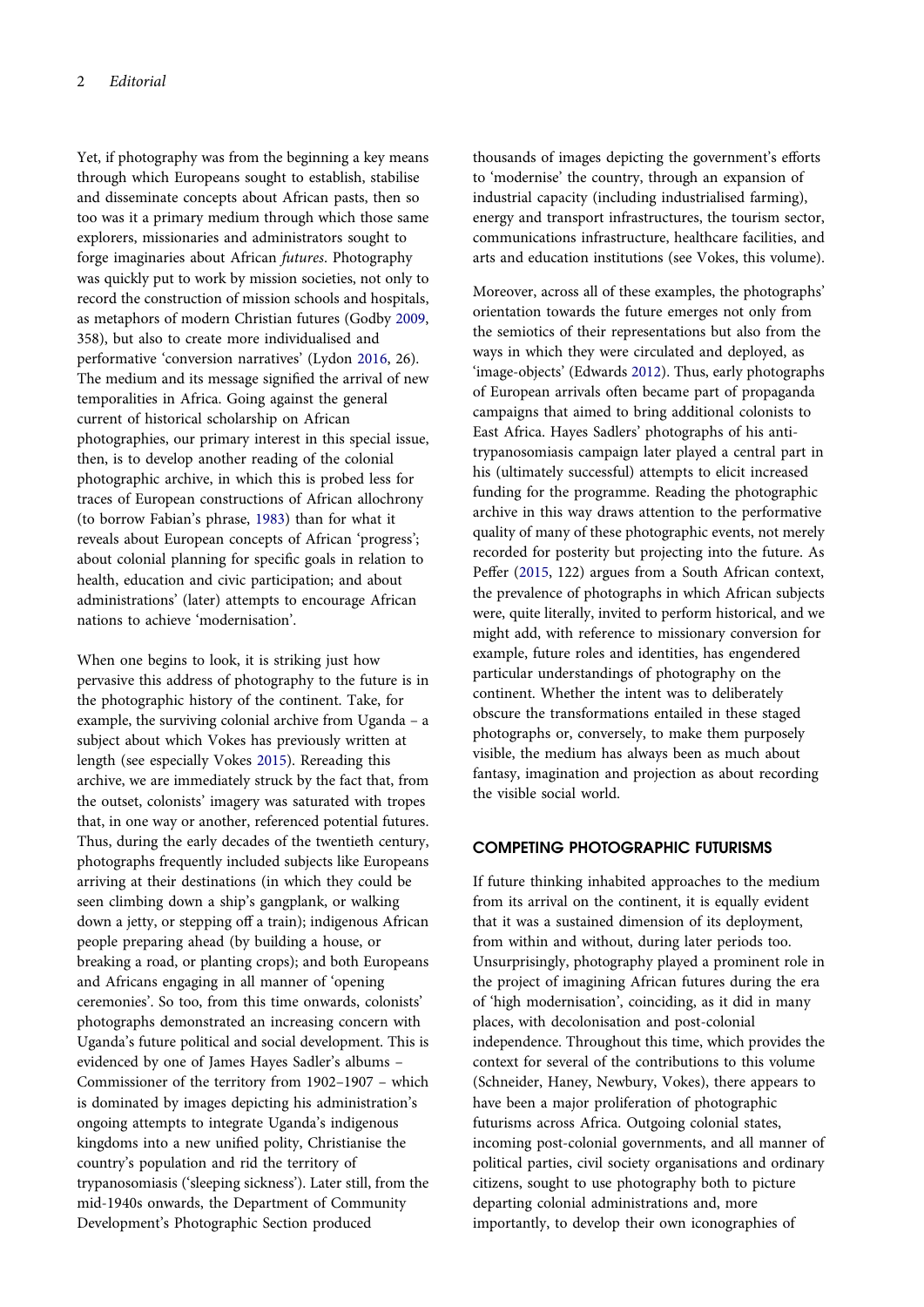Yet, if photography was from the beginning a key means through which Europeans sought to establish, stabilise and disseminate concepts about African pasts, then so too was it a primary medium through which those same explorers, missionaries and administrators sought to forge imaginaries about African *futures*. Photography was quickly put to work by mission societies, not only to record the construction of mission schools and hospitals, as metaphors of modern Christian futures (Godby 2009, 358), but also to create more individualised and performative 'conversion narratives' (Lydon 2016, 26). The medium and its message signified the arrival of new temporalities in Africa. Going against the general current of historical scholarship on African photographies, our primary interest in this special issue, then, is to develop another reading of the colonial photographic archive, in which this is probed less for traces of European constructions of African allochrony (to borrow Fabian's phrase, 1983) than for what it reveals about European concepts of African 'progress'; about colonial planning for specific goals in relation to health, education and civic participation; and about administrations' (later) attempts to encourage African nations to achieve 'modernisation'.

When one begins to look, it is striking just how pervasive this address of photography to the future is in the photographic history of the continent. Take, for example, the surviving colonial archive from Uganda – a subject about which Vokes has previously written at length (see especially Vokes 2015). Rereading this archive, we are immediately struck by the fact that, from the outset, colonists' imagery was saturated with tropes that, in one way or another, referenced potential futures. Thus, during the early decades of the twentieth century, photographs frequently included subjects like Europeans arriving at their destinations (in which they could be seen climbing down a ship's gangplank, or walking down a jetty, or stepping off a train); indigenous African people preparing ahead (by building a house, or breaking a road, or planting crops); and both Europeans and Africans engaging in all manner of 'opening ceremonies'. So too, from this time onwards, colonists' photographs demonstrated an increasing concern with Uganda's future political and social development. This is evidenced by one of James Hayes Sadler's albums – Commissioner of the territory from 1902–1907 – which is dominated by images depicting his administration's ongoing attempts to integrate Uganda's indigenous kingdoms into a new unified polity, Christianise the country's population and rid the territory of trypanosomiasis ('sleeping sickness'). Later still, from the mid-1940s onwards, the Department of Community Development's Photographic Section produced thousands of images depicting the government's efforts to 'modernise' the country, through an expansion of industrial capacity (including industrialised farming), energy and transport infrastructures, the tourism sector, communications infrastructure, healthcare facilities, and arts and education institutions (see Vokes, this volume).

Moreover, across all of these examples, the photographs' orientation towards the future emerges not only from the semiotics of their representations but also from the ways in which they were circulated and deployed, as 'image-objects' (Edwards 2012). Thus, early photographs of European arrivals often became part of propaganda campaigns that aimed to bring additional colonists to East Africa. Hayes Sadlers' photographs of his anti-trypanosomiasis campaign later played a central part in his (ultimately successful) attempts to elicit increased funding for the programme. Reading the photographic archive in this way draws attention to the performative quality of many of these photographic events, not merely recorded for posterity but projecting into the future. As Peffer (2015, 122) argues from a South African context, the prevalence of photographs in which African subjects were, quite literally, invited to perform historical, and we might add, with reference to missionary conversion for example, future roles and identities, has engendered particular understandings of photography on the continent. Whether the intent was to deliberately obscure the transformations entailed in these staged photographs or, conversely, to make them purposely visible, the medium has always been as much about fantasy, imagination and projection as about recording the visible social world.

## COMPETING PHOTOGRAPHIC FUTURISMS

If future thinking inhabited approaches to the medium from its arrival on the continent, it is equally evident that it was a sustained dimension of its deployment, from within and without, during later periods too. Unsurprisingly, photography played a prominent role in the project of imagining African futures during the era of 'high modernisation', coinciding, as it did in many places, with decolonisation and post-colonial independence. Throughout this time, which provides the context for several of the contributions to this volume (Schneider, Haney, Newbury, Vokes), there appears to have been a major proliferation of photographic futurisms across Africa. Outgoing colonial states, incoming post-colonial governments, and all manner of political parties, civil society organisations and ordinary citizens, sought to use photography both to picture departing colonial administrations and, more importantly, to develop their own iconographies of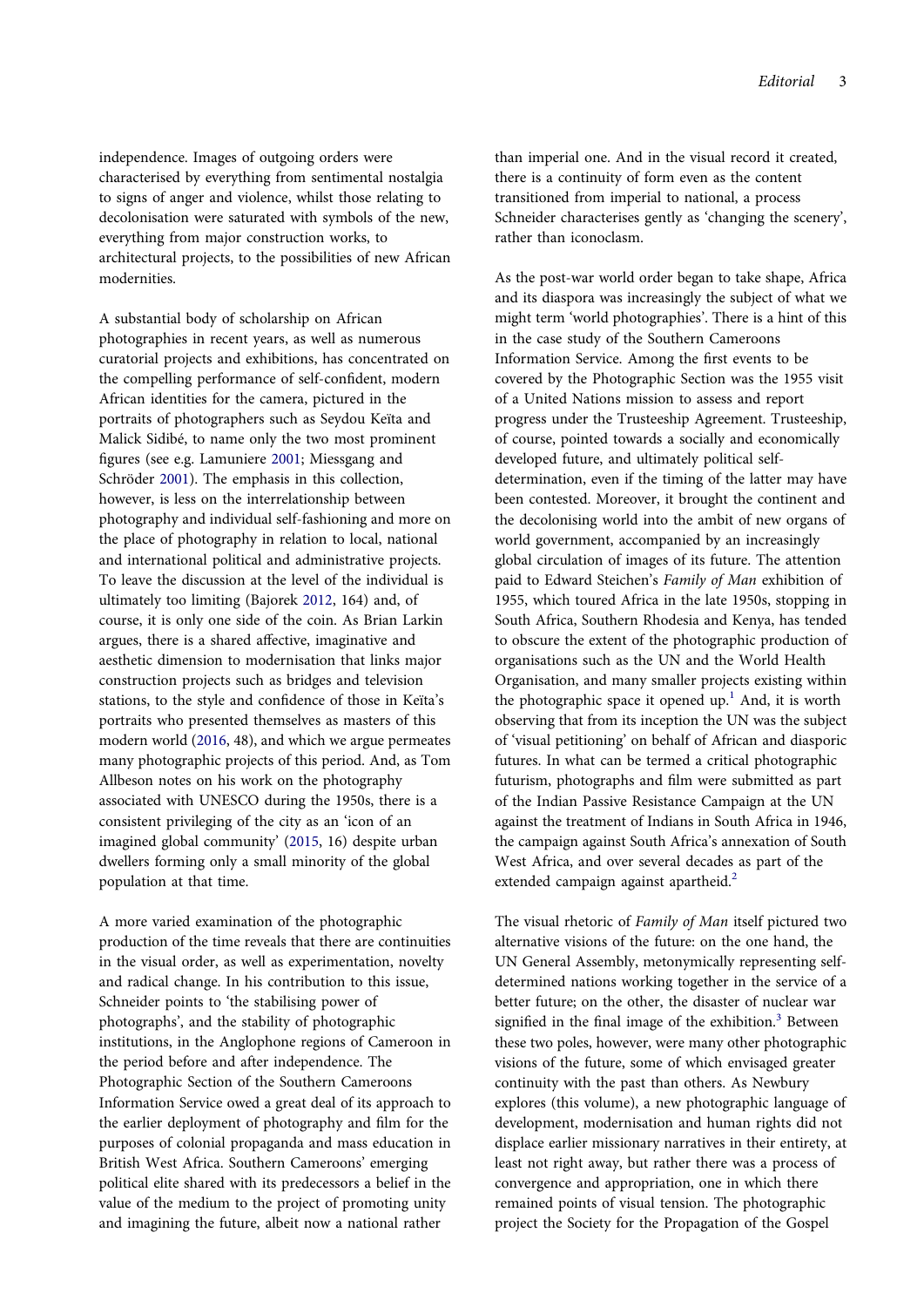independence. Images of outgoing orders were characterised by everything from sentimental nostalgia to signs of anger and violence, whilst those relating to decolonisation were saturated with symbols of the new, everything from major construction works, to architectural projects, to the possibilities of new African modernities.

A substantial body of scholarship on African photographies in recent years, as well as numerous curatorial projects and exhibitions, has concentrated on the compelling performance of self-confident, modern African identities for the camera, pictured in the portraits of photographers such as Seydou Keïta and Malick Sidibé, to name only the two most prominent figures (see e.g. Lamuniere 2001; Miessgang and Schröder 2001). The emphasis in this collection, however, is less on the interrelationship between photography and individual self-fashioning and more on the place of photography in relation to local, national and international political and administrative projects. To leave the discussion at the level of the individual is ultimately too limiting (Bajorek 2012, 164) and, of course, it is only one side of the coin. As Brian Larkin argues, there is a shared affective, imaginative and aesthetic dimension to modernisation that links major construction projects such as bridges and television stations, to the style and confidence of those in Keïta's portraits who presented themselves as masters of this modern world (2016, 48), and which we argue permeates many photographic projects of this period. And, as Tom Allbeson notes on his work on the photography associated with UNESCO during the 1950s, there is a consistent privileging of the city as an 'icon of an imagined global community' (2015, 16) despite urban dwellers forming only a small minority of the global population at that time.

A more varied examination of the photographic production of the time reveals that there are continuities in the visual order, as well as experimentation, novelty and radical change. In his contribution to this issue, Schneider points to 'the stabilising power of photographs', and the stability of photographic institutions, in the Anglophone regions of Cameroon in the period before and after independence. The Photographic Section of the Southern Cameroons Information Service owed a great deal of its approach to the earlier deployment of photography and film for the purposes of colonial propaganda and mass education in British West Africa. Southern Cameroons' emerging political elite shared with its predecessors a belief in the value of the medium to the project of promoting unity and imagining the future, albeit now a national rather than imperial one. And in the visual record it created, there is a continuity of form even as the content transitioned from imperial to national, a process Schneider characterises gently as 'changing the scenery', rather than iconoclasm.

As the post-war world order began to take shape, Africa and its diaspora was increasingly the subject of what we might term 'world photographies'. There is a hint of this in the case study of the Southern Cameroons Information Service. Among the first events to be covered by the Photographic Section was the 1955 visit of a United Nations mission to assess and report progress under the Trusteeship Agreement. Trusteeship, of course, pointed towards a socially and economically developed future, and ultimately political self-determination, even if the timing of the latter may have been contested. Moreover, it brought the continent and the decolonising world into the ambit of new organs of world government, accompanied by an increasingly global circulation of images of its future. The attention paid to Edward Steichen's *Family of Man* exhibition of 1955, which toured Africa in the late 1950s, stopping in South Africa, Southern Rhodesia and Kenya, has tended to obscure the extent of the photographic production of organisations such as the UN and the World Health Organisation, and many smaller projects existing within the photographic space it opened up.[1] And, it is worth observing that from its inception the UN was the subject of 'visual petitioning' on behalf of African and diasporic futures. In what can be termed a critical photographic futurism, photographs and film were submitted as part of the Indian Passive Resistance Campaign at the UN against the treatment of Indians in South Africa in 1946, the campaign against South Africa's annexation of South West Africa, and over several decades as part of the extended campaign against apartheid.[2]

The visual rhetoric of *Family of Man* itself pictured two alternative visions of the future: on the one hand, the UN General Assembly, metonymically representing self-determined nations working together in the service of a better future; on the other, the disaster of nuclear war signified in the final image of the exhibition.[3] Between these two poles, however, were many other photographic visions of the future, some of which envisaged greater continuity with the past than others. As Newbury explores (this volume), a new photographic language of development, modernisation and human rights did not displace earlier missionary narratives in their entirety, at least not right away, but rather there was a process of convergence and appropriation, one in which there remained points of visual tension. The photographic project the Society for the Propagation of the Gospel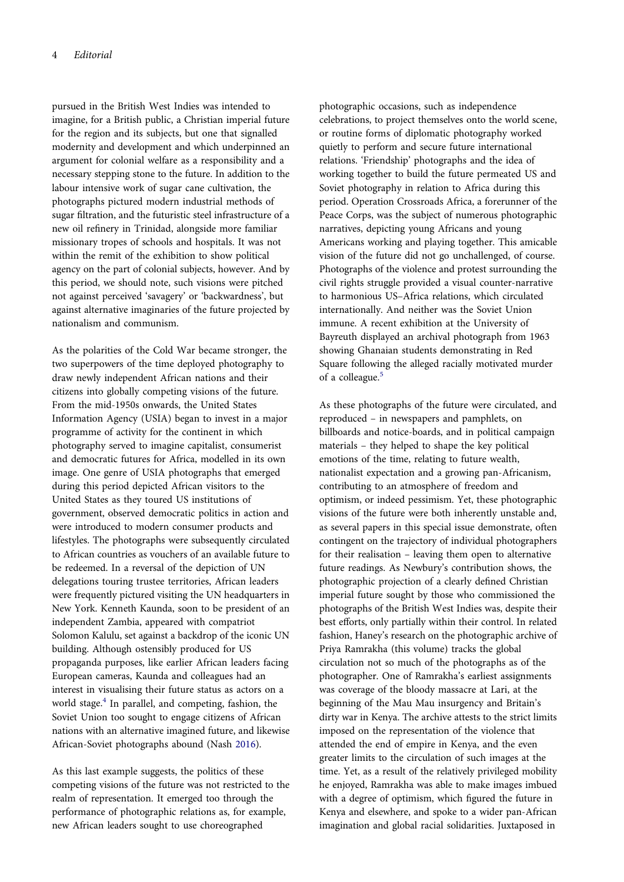pursued in the British West Indies was intended to imagine, for a British public, a Christian imperial future for the region and its subjects, but one that signalled modernity and development and which underpinned an argument for colonial welfare as a responsibility and a necessary stepping stone to the future. In addition to the labour intensive work of sugar cane cultivation, the photographs pictured modern industrial methods of sugar filtration, and the futuristic steel infrastructure of a new oil refinery in Trinidad, alongside more familiar missionary tropes of schools and hospitals. It was not within the remit of the exhibition to show political agency on the part of colonial subjects, however. And by this period, we should note, such visions were pitched not against perceived 'savagery' or 'backwardness', but against alternative imaginaries of the future projected by nationalism and communism.

As the polarities of the Cold War became stronger, the two superpowers of the time deployed photography to draw newly independent African nations and their citizens into globally competing visions of the future. From the mid-1950s onwards, the United States Information Agency (USIA) began to invest in a major programme of activity for the continent in which photography served to imagine capitalist, consumerist and democratic futures for Africa, modelled in its own image. One genre of USIA photographs that emerged during this period depicted African visitors to the United States as they toured US institutions of government, observed democratic politics in action and were introduced to modern consumer products and lifestyles. The photographs were subsequently circulated to African countries as vouchers of an available future to be redeemed. In a reversal of the depiction of UN delegations touring trustee territories, African leaders were frequently pictured visiting the UN headquarters in New York. Kenneth Kaunda, soon to be president of an independent Zambia, appeared with compatriot Solomon Kalulu, set against a backdrop of the iconic UN building. Although ostensibly produced for US propaganda purposes, like earlier African leaders facing European cameras, Kaunda and colleagues had an interest in visualising their future status as actors on a world stage.[4] In parallel, and competing, fashion, the Soviet Union too sought to engage citizens of African nations with an alternative imagined future, and likewise African-Soviet photographs abound (Nash 2016).

As this last example suggests, the politics of these competing visions of the future was not restricted to the realm of representation. It emerged too through the performance of photographic relations as, for example, new African leaders sought to use choreographed photographic occasions, such as independence celebrations, to project themselves onto the world scene, or routine forms of diplomatic photography worked quietly to perform and secure future international relations. 'Friendship' photographs and the idea of working together to build the future permeated US and Soviet photography in relation to Africa during this period. Operation Crossroads Africa, a forerunner of the Peace Corps, was the subject of numerous photographic narratives, depicting young Africans and young Americans working and playing together. This amicable vision of the future did not go unchallenged, of course. Photographs of the violence and protest surrounding the civil rights struggle provided a visual counter-narrative to harmonious US–Africa relations, which circulated internationally. And neither was the Soviet Union immune. A recent exhibition at the University of Bayreuth displayed an archival photograph from 1963 showing Ghanaian students demonstrating in Red Square following the alleged racially motivated murder of a colleague.[5]

As these photographs of the future were circulated, and reproduced – in newspapers and pamphlets, on billboards and notice-boards, and in political campaign materials – they helped to shape the key political emotions of the time, relating to future wealth, nationalist expectation and a growing pan-Africanism, contributing to an atmosphere of freedom and optimism, or indeed pessimism. Yet, these photographic visions of the future were both inherently unstable and, as several papers in this special issue demonstrate, often contingent on the trajectory of individual photographers for their realisation – leaving them open to alternative future readings. As Newbury's contribution shows, the photographic projection of a clearly defined Christian imperial future sought by those who commissioned the photographs of the British West Indies was, despite their best efforts, only partially within their control. In related fashion, Haney's research on the photographic archive of Priya Ramrakha (this volume) tracks the global circulation not so much of the photographs as of the photographer. One of Ramrakha's earliest assignments was coverage of the bloody massacre at Lari, at the beginning of the Mau Mau insurgency and Britain's dirty war in Kenya. The archive attests to the strict limits imposed on the representation of the violence that attended the end of empire in Kenya, and the even greater limits to the circulation of such images at the time. Yet, as a result of the relatively privileged mobility he enjoyed, Ramrakha was able to make images imbued with a degree of optimism, which figured the future in Kenya and elsewhere, and spoke to a wider pan-African imagination and global racial solidarities. Juxtaposed in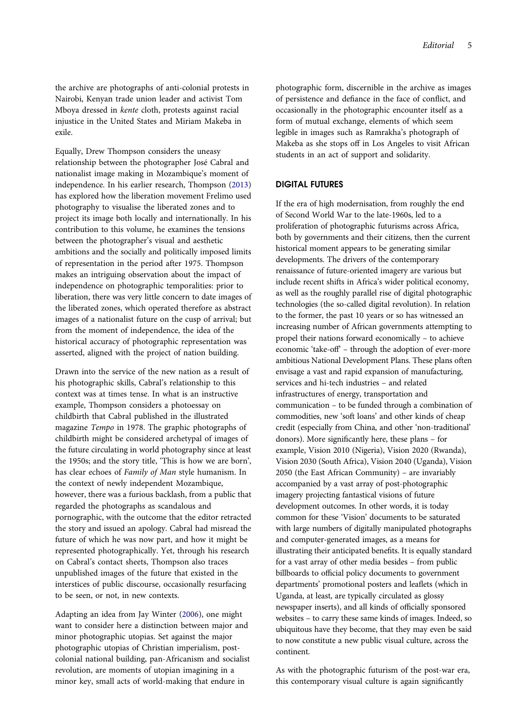the archive are photographs of anti-colonial protests in Nairobi, Kenyan trade union leader and activist Tom Mboya dressed in *kente* cloth, protests against racial injustice in the United States and Miriam Makeba in exile.

Equally, Drew Thompson considers the uneasy relationship between the photographer José Cabral and nationalist image making in Mozambique's moment of independence. In his earlier research, Thompson (2013) has explored how the liberation movement Frelimo used photography to visualise the liberated zones and to project its image both locally and internationally. In his contribution to this volume, he examines the tensions between the photographer's visual and aesthetic ambitions and the socially and politically imposed limits of representation in the period after 1975. Thompson makes an intriguing observation about the impact of independence on photographic temporalities: prior to liberation, there was very little concern to date images of the liberated zones, which operated therefore as abstract images of a nationalist future on the cusp of arrival; but from the moment of independence, the idea of the historical accuracy of photographic representation was asserted, aligned with the project of nation building.

Drawn into the service of the new nation as a result of his photographic skills, Cabral's relationship to this context was at times tense. In what is an instructive example, Thompson considers a photoessay on childbirth that Cabral published in the illustrated magazine *Tempo* in 1978. The graphic photographs of childbirth might be considered archetypal of images of the future circulating in world photography since at least the 1950s; and the story title, 'This is how we are born', has clear echoes of *Family of Man* style humanism. In the context of newly independent Mozambique, however, there was a furious backlash, from a public that regarded the photographs as scandalous and pornographic, with the outcome that the editor retracted the story and issued an apology. Cabral had misread the future of which he was now part, and how it might be represented photographically. Yet, through his research on Cabral's contact sheets, Thompson also traces unpublished images of the future that existed in the interstices of public discourse, occasionally resurfacing to be seen, or not, in new contexts.

Adapting an idea from Jay Winter (2006), one might want to consider here a distinction between major and minor photographic utopias. Set against the major photographic utopias of Christian imperialism, post-colonial national building, pan-Africanism and socialist revolution, are moments of utopian imagining in a minor key, small acts of world-making that endure in photographic form, discernible in the archive as images of persistence and defiance in the face of conflict, and occasionally in the photographic encounter itself as a form of mutual exchange, elements of which seem legible in images such as Ramrakha's photograph of Makeba as she stops off in Los Angeles to visit African students in an act of support and solidarity.

## DIGITAL FUTURES

If the era of high modernisation, from roughly the end of Second World War to the late-1960s, led to a proliferation of photographic futurisms across Africa, both by governments and their citizens, then the current historical moment appears to be generating similar developments. The drivers of the contemporary renaissance of future-oriented imagery are various but include recent shifts in Africa's wider political economy, as well as the roughly parallel rise of digital photographic technologies (the so-called digital revolution). In relation to the former, the past 10 years or so has witnessed an increasing number of African governments attempting to propel their nations forward economically – to achieve economic 'take-off' – through the adoption of ever-more ambitious National Development Plans. These plans often envisage a vast and rapid expansion of manufacturing, services and hi-tech industries – and related infrastructures of energy, transportation and communication – to be funded through a combination of commodities, new 'soft loans' and other kinds of cheap credit (especially from China, and other 'non-traditional' donors). More significantly here, these plans – for example, Vision 2010 (Nigeria), Vision 2020 (Rwanda), Vision 2030 (South Africa), Vision 2040 (Uganda), Vision 2050 (the East African Community) – are invariably accompanied by a vast array of post-photographic imagery projecting fantastical visions of future development outcomes. In other words, it is today common for these 'Vision' documents to be saturated with large numbers of digitally manipulated photographs and computer-generated images, as a means for illustrating their anticipated benefits. It is equally standard for a vast array of other media besides – from public billboards to official policy documents to government departments' promotional posters and leaflets (which in Uganda, at least, are typically circulated as glossy newspaper inserts), and all kinds of officially sponsored websites – to carry these same kinds of images. Indeed, so ubiquitous have they become, that they may even be said to now constitute a new public visual culture, across the continent.

As with the photographic futurism of the post-war era, this contemporary visual culture is again significantly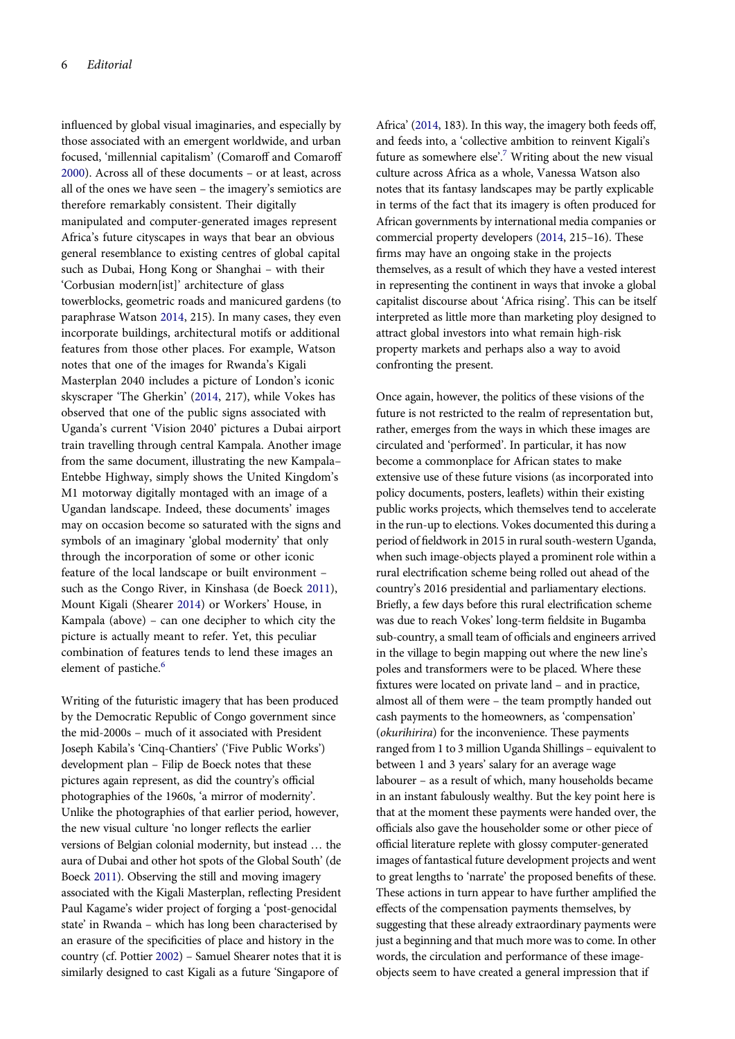influenced by global visual imaginaries, and especially by those associated with an emergent worldwide, and urban focused, 'millennial capitalism' (Comaroff and Comaroff 2000). Across all of these documents – or at least, across all of the ones we have seen – the imagery's semiotics are therefore remarkably consistent. Their digitally manipulated and computer-generated images represent Africa's future cityscapes in ways that bear an obvious general resemblance to existing centres of global capital such as Dubai, Hong Kong or Shanghai – with their 'Corbusian modern[ist]' architecture of glass towerblocks, geometric roads and manicured gardens (to paraphrase Watson 2014, 215). In many cases, they even incorporate buildings, architectural motifs or additional features from those other places. For example, Watson notes that one of the images for Rwanda's Kigali Masterplan 2040 includes a picture of London's iconic skyscraper 'The Gherkin' (2014, 217), while Vokes has observed that one of the public signs associated with Uganda's current 'Vision 2040' pictures a Dubai airport train travelling through central Kampala. Another image from the same document, illustrating the new Kampala–Entebbe Highway, simply shows the United Kingdom's M1 motorway digitally montaged with an image of a Ugandan landscape. Indeed, these documents' images may on occasion become so saturated with the signs and symbols of an imaginary 'global modernity' that only through the incorporation of some or other iconic feature of the local landscape or built environment – such as the Congo River, in Kinshasa (de Boeck 2011), Mount Kigali (Shearer 2014) or Workers' House, in Kampala (above) – can one decipher to which city the picture is actually meant to refer. Yet, this peculiar combination of features tends to lend these images an element of pastiche.[6]

Writing of the futuristic imagery that has been produced by the Democratic Republic of Congo government since the mid-2000s – much of it associated with President Joseph Kabila's 'Cinq-Chantiers' ('Five Public Works') development plan – Filip de Boeck notes that these pictures again represent, as did the country's official photographies of the 1960s, 'a mirror of modernity'. Unlike the photographies of that earlier period, however, the new visual culture 'no longer reflects the earlier versions of Belgian colonial modernity, but instead … the aura of Dubai and other hot spots of the Global South' (de Boeck 2011). Observing the still and moving imagery associated with the Kigali Masterplan, reflecting President Paul Kagame's wider project of forging a 'post-genocidal state' in Rwanda – which has long been characterised by an erasure of the specificities of place and history in the country (cf. Pottier 2002) – Samuel Shearer notes that it is similarly designed to cast Kigali as a future 'Singapore of Africa' (2014, 183). In this way, the imagery both feeds off, and feeds into, a 'collective ambition to reinvent Kigali's future as somewhere else'.[7] Writing about the new visual culture across Africa as a whole, Vanessa Watson also notes that its fantasy landscapes may be partly explicable in terms of the fact that its imagery is often produced for African governments by international media companies or commercial property developers (2014, 215–16). These firms may have an ongoing stake in the projects themselves, as a result of which they have a vested interest in representing the continent in ways that invoke a global capitalist discourse about 'Africa rising'. This can be itself interpreted as little more than marketing ploy designed to attract global investors into what remain high-risk property markets and perhaps also a way to avoid confronting the present.

Once again, however, the politics of these visions of the future is not restricted to the realm of representation but, rather, emerges from the ways in which these images are circulated and 'performed'. In particular, it has now become a commonplace for African states to make extensive use of these future visions (as incorporated into policy documents, posters, leaflets) within their existing public works projects, which themselves tend to accelerate in the run-up to elections. Vokes documented this during a period of fieldwork in 2015 in rural south-western Uganda, when such image-objects played a prominent role within a rural electrification scheme being rolled out ahead of the country's 2016 presidential and parliamentary elections. Briefly, a few days before this rural electrification scheme was due to reach Vokes' long-term fieldsite in Bugamba sub-country, a small team of officials and engineers arrived in the village to begin mapping out where the new line's poles and transformers were to be placed. Where these fixtures were located on private land – and in practice, almost all of them were – the team promptly handed out cash payments to the homeowners, as 'compensation' (*okurihirira*) for the inconvenience. These payments ranged from 1 to 3 million Uganda Shillings – equivalent to between 1 and 3 years' salary for an average wage labourer – as a result of which, many households became in an instant fabulously wealthy. But the key point here is that at the moment these payments were handed over, the officials also gave the householder some or other piece of official literature replete with glossy computer-generated images of fantastical future development projects and went to great lengths to 'narrate' the proposed benefits of these. These actions in turn appear to have further amplified the effects of the compensation payments themselves, by suggesting that these already extraordinary payments were just a beginning and that much more was to come. In other words, the circulation and performance of these image-objects seem to have created a general impression that if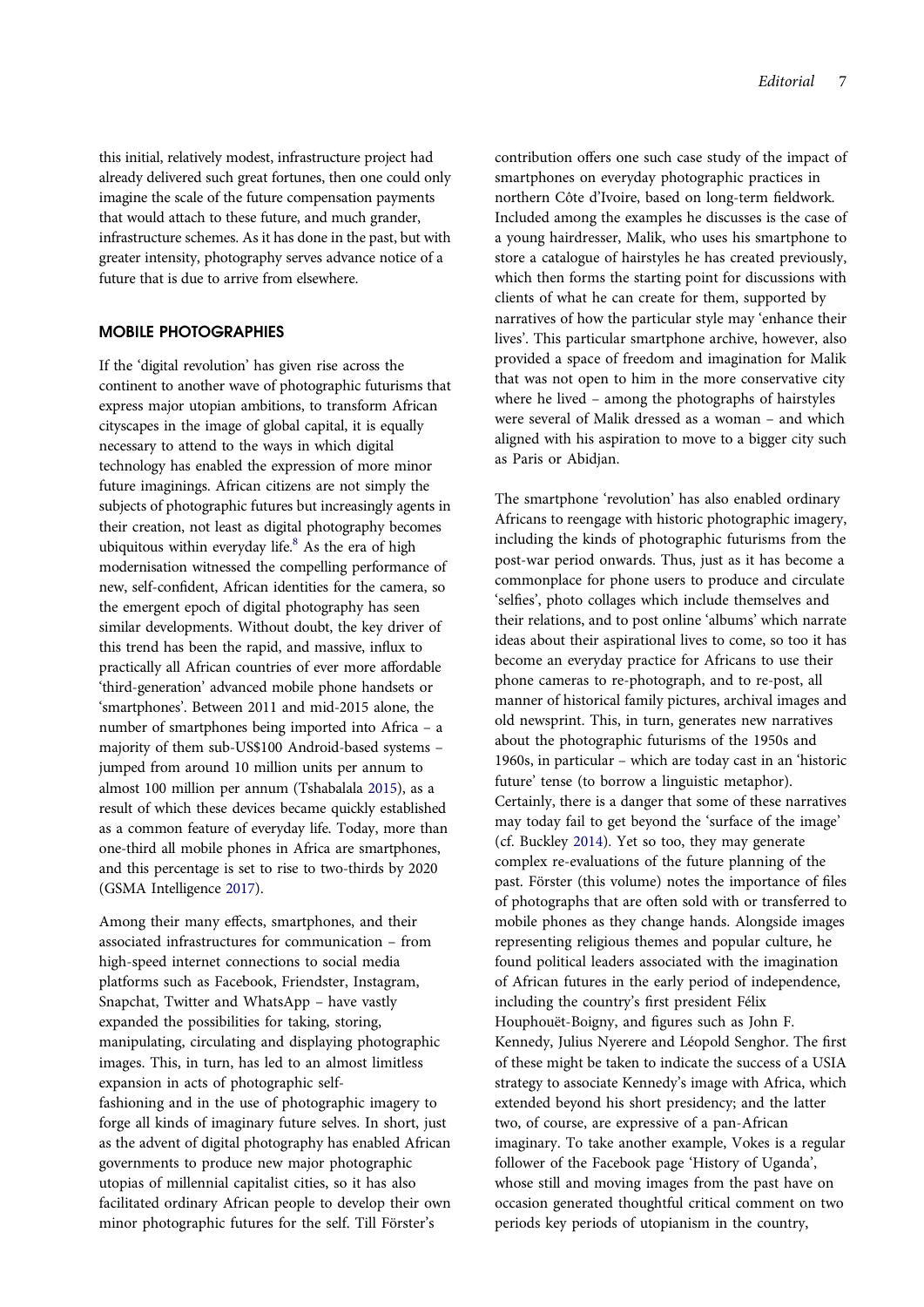this initial, relatively modest, infrastructure project had already delivered such great fortunes, then one could only imagine the scale of the future compensation payments that would attach to these future, and much grander, infrastructure schemes. As it has done in the past, but with greater intensity, photography serves advance notice of a future that is due to arrive from elsewhere.

## MOBILE PHOTOGRAPHIES

If the 'digital revolution' has given rise across the continent to another wave of photographic futurisms that express major utopian ambitions, to transform African cityscapes in the image of global capital, it is equally necessary to attend to the ways in which digital technology has enabled the expression of more minor future imaginings. African citizens are not simply the subjects of photographic futures but increasingly agents in their creation, not least as digital photography becomes ubiquitous within everyday life.[8] As the era of high modernisation witnessed the compelling performance of new, self-confident, African identities for the camera, so the emergent epoch of digital photography has seen similar developments. Without doubt, the key driver of this trend has been the rapid, and massive, influx to practically all African countries of ever more affordable 'third-generation' advanced mobile phone handsets or 'smartphones'. Between 2011 and mid-2015 alone, the number of smartphones being imported into Africa – a majority of them sub-US$100 Android-based systems – jumped from around 10 million units per annum to almost 100 million per annum (Tshabalala 2015), as a result of which these devices became quickly established as a common feature of everyday life. Today, more than one-third all mobile phones in Africa are smartphones, and this percentage is set to rise to two-thirds by 2020 (GSMA Intelligence 2017).

Among their many effects, smartphones, and their associated infrastructures for communication – from high-speed internet connections to social media platforms such as Facebook, Friendster, Instagram, Snapchat, Twitter and WhatsApp – have vastly expanded the possibilities for taking, storing, manipulating, circulating and displaying photographic images. This, in turn, has led to an almost limitless expansion in acts of photographic self-fashioning and in the use of photographic imagery to forge all kinds of imaginary future selves. In short, just as the advent of digital photography has enabled African governments to produce new major photographic utopias of millennial capitalist cities, so it has also facilitated ordinary African people to develop their own minor photographic futures for the self. Till Förster's contribution offers one such case study of the impact of smartphones on everyday photographic practices in northern Côte d'Ivoire, based on long-term fieldwork. Included among the examples he discusses is the case of a young hairdresser, Malik, who uses his smartphone to store a catalogue of hairstyles he has created previously, which then forms the starting point for discussions with clients of what he can create for them, supported by narratives of how the particular style may 'enhance their lives'. This particular smartphone archive, however, also provided a space of freedom and imagination for Malik that was not open to him in the more conservative city where he lived – among the photographs of hairstyles were several of Malik dressed as a woman – and which aligned with his aspiration to move to a bigger city such as Paris or Abidjan.

The smartphone 'revolution' has also enabled ordinary Africans to reengage with historic photographic imagery, including the kinds of photographic futurisms from the post-war period onwards. Thus, just as it has become a commonplace for phone users to produce and circulate 'selfies', photo collages which include themselves and their relations, and to post online 'albums' which narrate ideas about their aspirational lives to come, so too it has become an everyday practice for Africans to use their phone cameras to re-photograph, and to re-post, all manner of historical family pictures, archival images and old newsprint. This, in turn, generates new narratives about the photographic futurisms of the 1950s and 1960s, in particular – which are today cast in an 'historic future' tense (to borrow a linguistic metaphor). Certainly, there is a danger that some of these narratives may today fail to get beyond the 'surface of the image' (cf. Buckley 2014). Yet so too, they may generate complex re-evaluations of the future planning of the past. Förster (this volume) notes the importance of files of photographs that are often sold with or transferred to mobile phones as they change hands. Alongside images representing religious themes and popular culture, he found political leaders associated with the imagination of African futures in the early period of independence, including the country's first president Félix Houphouët-Boigny, and figures such as John F. Kennedy, Julius Nyerere and Léopold Senghor. The first of these might be taken to indicate the success of a USIA strategy to associate Kennedy's image with Africa, which extended beyond his short presidency; and the latter two, of course, are expressive of a pan-African imaginary. To take another example, Vokes is a regular follower of the Facebook page 'History of Uganda', whose still and moving images from the past have on occasion generated thoughtful critical comment on two periods key periods of utopianism in the country,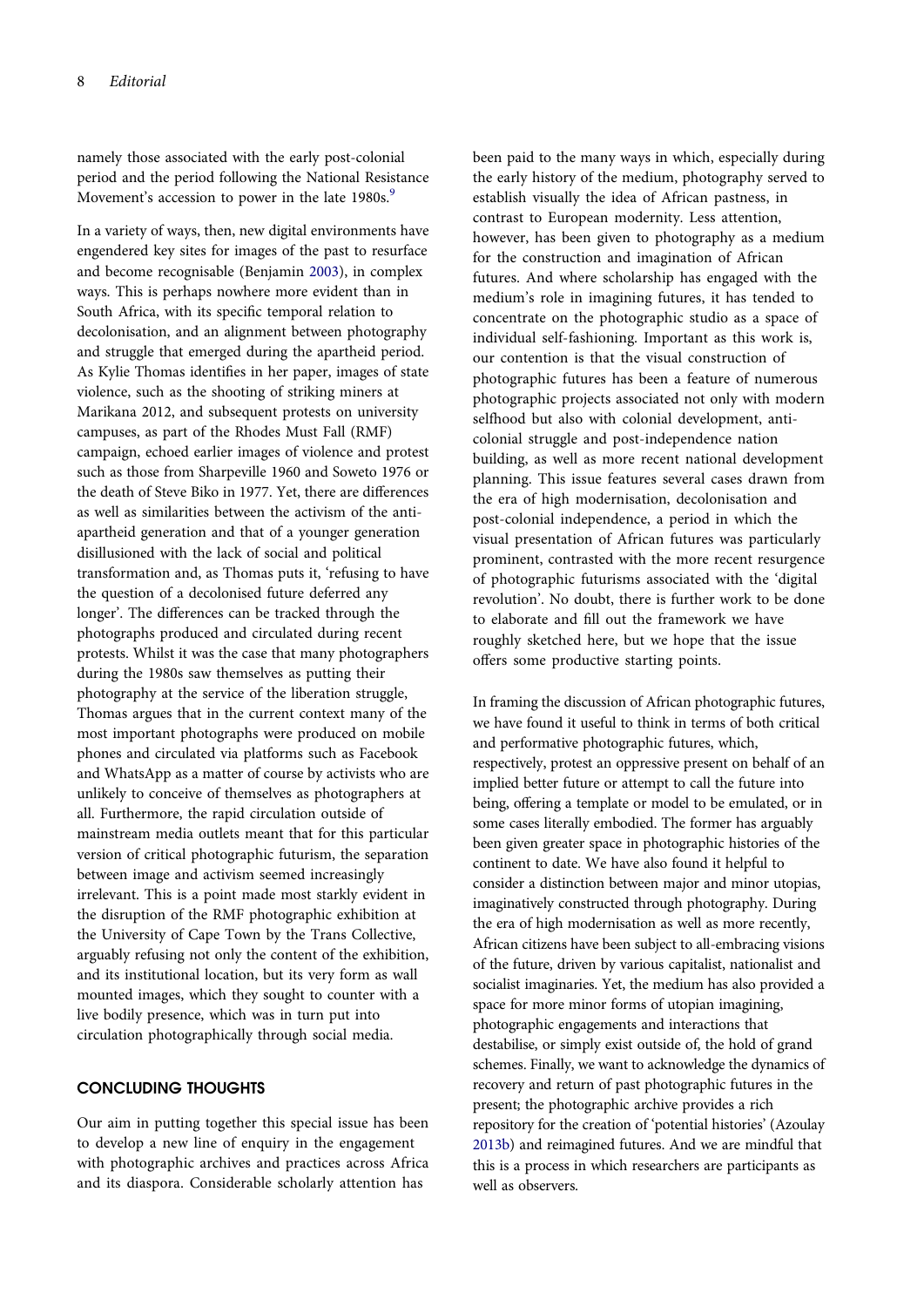namely those associated with the early post-colonial period and the period following the National Resistance Movement's accession to power in the late 1980s.[9]

In a variety of ways, then, new digital environments have engendered key sites for images of the past to resurface and become recognisable (Benjamin 2003), in complex ways. This is perhaps nowhere more evident than in South Africa, with its specific temporal relation to decolonisation, and an alignment between photography and struggle that emerged during the apartheid period. As Kylie Thomas identifies in her paper, images of state violence, such as the shooting of striking miners at Marikana 2012, and subsequent protests on university campuses, as part of the Rhodes Must Fall (RMF) campaign, echoed earlier images of violence and protest such as those from Sharpeville 1960 and Soweto 1976 or the death of Steve Biko in 1977. Yet, there are differences as well as similarities between the activism of the anti-apartheid generation and that of a younger generation disillusioned with the lack of social and political transformation and, as Thomas puts it, 'refusing to have the question of a decolonised future deferred any longer'. The differences can be tracked through the photographs produced and circulated during recent protests. Whilst it was the case that many photographers during the 1980s saw themselves as putting their photography at the service of the liberation struggle, Thomas argues that in the current context many of the most important photographs were produced on mobile phones and circulated via platforms such as Facebook and WhatsApp as a matter of course by activists who are unlikely to conceive of themselves as photographers at all. Furthermore, the rapid circulation outside of mainstream media outlets meant that for this particular version of critical photographic futurism, the separation between image and activism seemed increasingly irrelevant. This is a point made most starkly evident in the disruption of the RMF photographic exhibition at the University of Cape Town by the Trans Collective, arguably refusing not only the content of the exhibition, and its institutional location, but its very form as wall mounted images, which they sought to counter with a live bodily presence, which was in turn put into circulation photographically through social media.

## CONCLUDING THOUGHTS

Our aim in putting together this special issue has been to develop a new line of enquiry in the engagement with photographic archives and practices across Africa and its diaspora. Considerable scholarly attention has been paid to the many ways in which, especially during the early history of the medium, photography served to establish visually the idea of African pastness, in contrast to European modernity. Less attention, however, has been given to photography as a medium for the construction and imagination of African futures. And where scholarship has engaged with the medium's role in imagining futures, it has tended to concentrate on the photographic studio as a space of individual self-fashioning. Important as this work is, our contention is that the visual construction of photographic futures has been a feature of numerous photographic projects associated not only with modern selfhood but also with colonial development, anti-colonial struggle and post-independence nation building, as well as more recent national development planning. This issue features several cases drawn from the era of high modernisation, decolonisation and post-colonial independence, a period in which the visual presentation of African futures was particularly prominent, contrasted with the more recent resurgence of photographic futurisms associated with the 'digital revolution'. No doubt, there is further work to be done to elaborate and fill out the framework we have roughly sketched here, but we hope that the issue offers some productive starting points.

In framing the discussion of African photographic futures, we have found it useful to think in terms of both critical and performative photographic futures, which, respectively, protest an oppressive present on behalf of an implied better future or attempt to call the future into being, offering a template or model to be emulated, or in some cases literally embodied. The former has arguably been given greater space in photographic histories of the continent to date. We have also found it helpful to consider a distinction between major and minor utopias, imaginatively constructed through photography. During the era of high modernisation as well as more recently, African citizens have been subject to all-embracing visions of the future, driven by various capitalist, nationalist and socialist imaginaries. Yet, the medium has also provided a space for more minor forms of utopian imagining, photographic engagements and interactions that destabilise, or simply exist outside of, the hold of grand schemes. Finally, we want to acknowledge the dynamics of recovery and return of past photographic futures in the present; the photographic archive provides a rich repository for the creation of 'potential histories' (Azoulay 2013b) and reimagined futures. And we are mindful that this is a process in which researchers are participants as well as observers.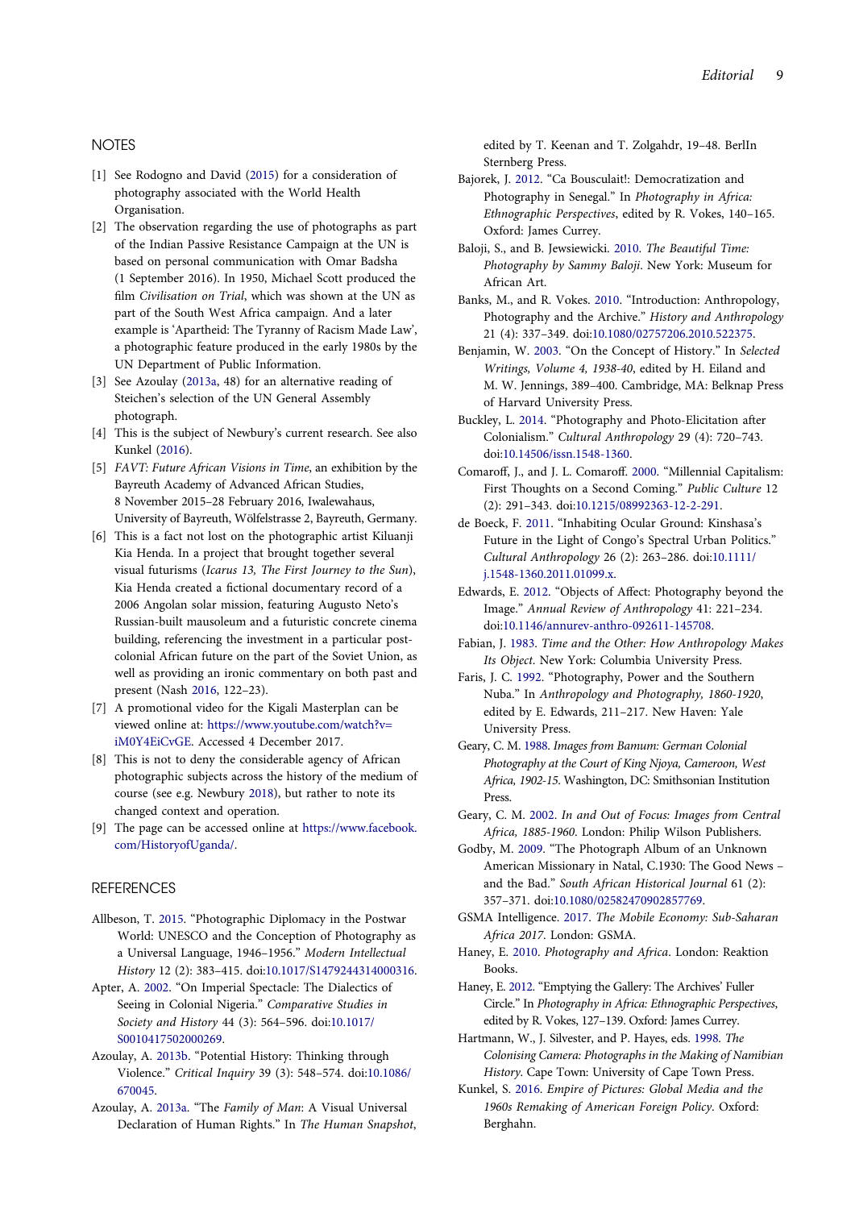## NOTES

[1] See Rodogno and David (2015) for a consideration of photography associated with the World Health Organisation.

[2] The observation regarding the use of photographs as part of the Indian Passive Resistance Campaign at the UN is based on personal communication with Omar Badsha (1 September 2016). In 1950, Michael Scott produced the film *Civilisation on Trial*, which was shown at the UN as part of the South West Africa campaign. And a later example is 'Apartheid: The Tyranny of Racism Made Law', a photographic feature produced in the early 1980s by the UN Department of Public Information.

[3] See Azoulay (2013a, 48) for an alternative reading of Steichen's selection of the UN General Assembly photograph.

[4] This is the subject of Newbury's current research. See also Kunkel (2016).

[5] *FAVT: Future African Visions in Time*, an exhibition by the Bayreuth Academy of Advanced African Studies, 8 November 2015–28 February 2016, Iwalewahaus, University of Bayreuth, Wölfelstrasse 2, Bayreuth, Germany.

[6] This is a fact not lost on the photographic artist Kiluanji Kia Henda. In a project that brought together several visual futurisms (*Icarus 13, The First Journey to the Sun*), Kia Henda created a fictional documentary record of a 2006 Angolan solar mission, featuring Augusto Neto's Russian-built mausoleum and a futuristic concrete cinema building, referencing the investment in a particular post-colonial African future on the part of the Soviet Union, as well as providing an ironic commentary on both past and present (Nash 2016, 122–23).

[7] A promotional video for the Kigali Masterplan can be viewed online at: https://www.youtube.com/watch?v=iM0Y4EiCvGE. Accessed 4 December 2017.

[8] This is not to deny the considerable agency of African photographic subjects across the history of the medium of course (see e.g. Newbury 2018), but rather to note its changed context and operation.

[9] The page can be accessed online at https://www.facebook.com/HistoryofUganda/.

## REFERENCES

Allbeson, T. 2015. "Photographic Diplomacy in the Postwar World: UNESCO and the Conception of Photography as a Universal Language, 1946–1956." *Modern Intellectual History* 12 (2): 383–415. doi:10.1017/S1479244314000316.

Apter, A. 2002. "On Imperial Spectacle: The Dialectics of Seeing in Colonial Nigeria." *Comparative Studies in Society and History* 44 (3): 564–596. doi:10.1017/S0010417502000269.

Azoulay, A. 2013b. "Potential History: Thinking through Violence." *Critical Inquiry* 39 (3): 548–574. doi:10.1086/670045.

Azoulay, A. 2013a. "The *Family of Man*: A Visual Universal Declaration of Human Rights." In *The Human Snapshot*, edited by T. Keenan and T. Zolgahdr, 19–48. BerlIn Sternberg Press.

Bajorek, J. 2012. "Ca Bousculait!: Democratization and Photography in Senegal." In *Photography in Africa: Ethnographic Perspectives*, edited by R. Vokes, 140–165. Oxford: James Currey.

Baloji, S., and B. Jewsiewicki. 2010. *The Beautiful Time: Photography by Sammy Baloji*. New York: Museum for African Art.

Banks, M., and R. Vokes. 2010. "Introduction: Anthropology, Photography and the Archive." *History and Anthropology* 21 (4): 337–349. doi:10.1080/02757206.2010.522375.

Benjamin, W. 2003. "On the Concept of History." In *Selected Writings, Volume 4, 1938-40*, edited by H. Eiland and M. W. Jennings, 389–400. Cambridge, MA: Belknap Press of Harvard University Press.

Buckley, L. 2014. "Photography and Photo-Elicitation after Colonialism." *Cultural Anthropology* 29 (4): 720–743. doi:10.14506/issn.1548-1360.

Comaroff, J., and J. L. Comaroff. 2000. "Millennial Capitalism: First Thoughts on a Second Coming." *Public Culture* 12 (2): 291–343. doi:10.1215/08992363-12-2-291.

de Boeck, F. 2011. "Inhabiting Ocular Ground: Kinshasa's Future in the Light of Congo's Spectral Urban Politics." *Cultural Anthropology* 26 (2): 263–286. doi:10.1111/j.1548-1360.2011.01099.x.

Edwards, E. 2012. "Objects of Affect: Photography beyond the Image." *Annual Review of Anthropology* 41: 221–234. doi:10.1146/annurev-anthro-092611-145708.

Fabian, J. 1983. *Time and the Other: How Anthropology Makes Its Object*. New York: Columbia University Press.

Faris, J. C. 1992. "Photography, Power and the Southern Nuba." In *Anthropology and Photography, 1860-1920*, edited by E. Edwards, 211–217. New Haven: Yale University Press.

Geary, C. M. 1988. *Images from Bamum: German Colonial Photography at the Court of King Njoya, Cameroon, West Africa, 1902-15*. Washington, DC: Smithsonian Institution Press.

Geary, C. M. 2002. *In and Out of Focus: Images from Central Africa, 1885-1960*. London: Philip Wilson Publishers.

Godby, M. 2009. "The Photograph Album of an Unknown American Missionary in Natal, C.1930: The Good News – and the Bad." *South African Historical Journal* 61 (2): 357–371. doi:10.1080/02582470902857769.

GSMA Intelligence. 2017. *The Mobile Economy: Sub-Saharan Africa 2017*. London: GSMA.

Haney, E. 2010. *Photography and Africa*. London: Reaktion Books.

Haney, E. 2012. "Emptying the Gallery: The Archives' Fuller Circle." In *Photography in Africa: Ethnographic Perspectives*, edited by R. Vokes, 127–139. Oxford: James Currey.

Hartmann, W., J. Silvester, and P. Hayes, eds. 1998. *The Colonising Camera: Photographs in the Making of Namibian History*. Cape Town: University of Cape Town Press.

Kunkel, S. 2016. *Empire of Pictures: Global Media and the 1960s Remaking of American Foreign Policy*. Oxford: Berghahn.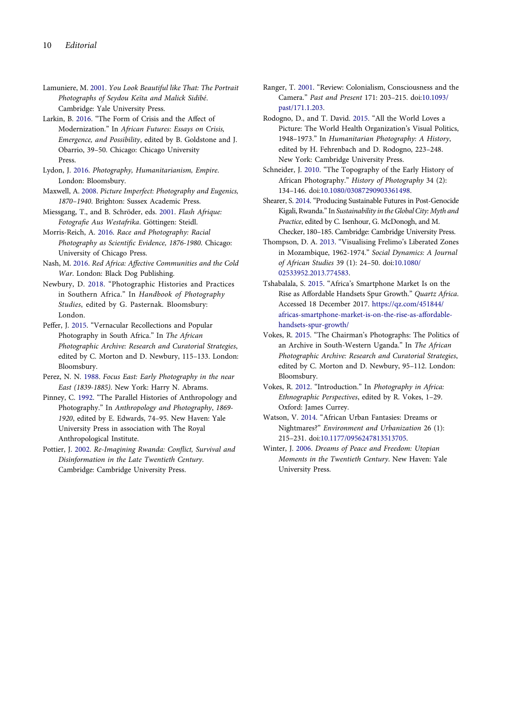Lamuniere, M. 2001. *You Look Beautiful like That: The Portrait Photographs of Seydou Keïta and Malick Sidibé*. Cambridge: Yale University Press.

Larkin, B. 2016. "The Form of Crisis and the Affect of Modernization." In *African Futures: Essays on Crisis, Emergence, and Possibility*, edited by B. Goldstone and J. Obarrio, 39–50. Chicago: Chicago University Press.

Lydon, J. 2016. *Photography, Humanitarianism, Empire*. London: Bloomsbury.

Maxwell, A. 2008. *Picture Imperfect: Photography and Eugenics, 1870–1940*. Brighton: Sussex Academic Press.

Miessgang, T., and B. Schröder, eds. 2001. *Flash Afrique: Fotografie Aus Westafrika*. Göttingen: Steidl.

Morris-Reich, A. 2016. *Race and Photography: Racial Photography as Scientific Evidence, 1876-1980*. Chicago: University of Chicago Press.

Nash, M. 2016. *Red Africa: Affective Communities and the Cold War*. London: Black Dog Publishing.

Newbury, D. 2018. "Photographic Histories and Practices in Southern Africa." In *Handbook of Photography Studies*, edited by G. Pasternak. Bloomsbury: London.

Peffer, J. 2015. "Vernacular Recollections and Popular Photography in South Africa." In *The African Photographic Archive: Research and Curatorial Strategies*, edited by C. Morton and D. Newbury, 115–133. London: Bloomsbury.

Perez, N. N. 1988. *Focus East: Early Photography in the near East (1839-1885)*. New York: Harry N. Abrams.

Pinney, C. 1992. "The Parallel Histories of Anthropology and Photography." In *Anthropology and Photography, 1869-1920*, edited by E. Edwards, 74–95. New Haven: Yale University Press in association with The Royal Anthropological Institute.

Pottier, J. 2002. *Re-Imagining Rwanda: Conflict, Survival and Disinformation in the Late Twentieth Century*. Cambridge: Cambridge University Press.

Ranger, T. 2001. "Review: Colonialism, Consciousness and the Camera." *Past and Present* 171: 203–215. doi:10.1093/past/171.1.203.

Rodogno, D., and T. David. 2015. "All the World Loves a Picture: The World Health Organization's Visual Politics, 1948–1973." In *Humanitarian Photography: A History*, edited by H. Fehrenbach and D. Rodogno, 223–248. New York: Cambridge University Press.

Schneider, J. 2010. "The Topography of the Early History of African Photography." *History of Photography* 34 (2): 134–146. doi:10.1080/03087290903361498.

Shearer, S. 2014. "Producing Sustainable Futures in Post-Genocide Kigali, Rwanda." In *Sustainability in the Global City: Myth and Practice*, edited by C. Isenhour, G. McDonogh, and M. Checker, 180–185. Cambridge: Cambridge University Press.

Thompson, D. A. 2013. "Visualising Frelimo's Liberated Zones in Mozambique, 1962-1974." *Social Dynamics: A Journal of African Studies* 39 (1): 24–50. doi:10.1080/02533952.2013.774583.

Tshabalala, S. 2015. "Africa's Smartphone Market Is on the Rise as Affordable Handsets Spur Growth." *Quartz Africa*. Accessed 18 December 2017. https://qz.com/451844/africas-smartphone-market-is-on-the-rise-as-affordable-handsets-spur-growth/

Vokes, R. 2015. "The Chairman's Photographs: The Politics of an Archive in South-Western Uganda." In *The African Photographic Archive: Research and Curatorial Strategies*, edited by C. Morton and D. Newbury, 95–112. London: Bloomsbury.

Vokes, R. 2012. "Introduction." In *Photography in Africa: Ethnographic Perspectives*, edited by R. Vokes, 1–29. Oxford: James Currey.

Watson, V. 2014. "African Urban Fantasies: Dreams or Nightmares?" *Environment and Urbanization* 26 (1): 215–231. doi:10.1177/0956247813513705.

Winter, J. 2006. *Dreams of Peace and Freedom: Utopian Moments in the Twentieth Century*. New Haven: Yale University Press.